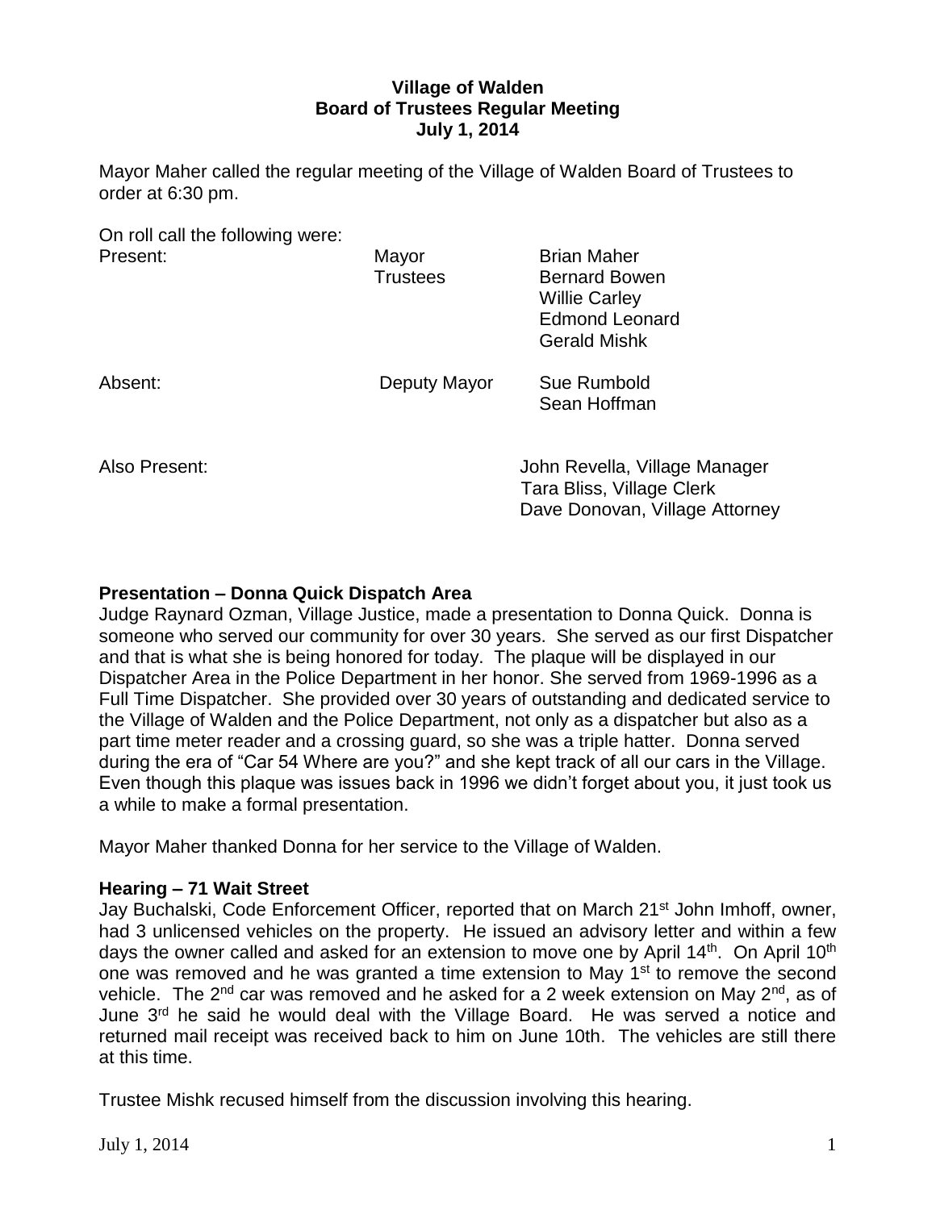**Village of Walden**
**Board of Trustees Regular Meeting**
**July 1, 2014**

Mayor Maher called the regular meeting of the Village of Walden Board of Trustees to order at 6:30 pm.

On roll call the following were:

| | | |
|---|---|---|
| Present: | Mayor | Brian Maher |
| | Trustees | Bernard Bowen |
| | | Willie Carley |
| | | Edmond Leonard |
| | | Gerald Mishk |
| Absent: | Deputy Mayor | Sue Rumbold |
| | | Sean Hoffman |
| Also Present: | | John Revella, Village Manager |
| | | Tara Bliss, Village Clerk |
| | | Dave Donovan, Village Attorney |

**Presentation – Donna Quick Dispatch Area**

Judge Raynard Ozman, Village Justice, made a presentation to Donna Quick. Donna is someone who served our community for over 30 years. She served as our first Dispatcher and that is what she is being honored for today. The plaque will be displayed in our Dispatcher Area in the Police Department in her honor. She served from 1969-1996 as a Full Time Dispatcher. She provided over 30 years of outstanding and dedicated service to the Village of Walden and the Police Department, not only as a dispatcher but also as a part time meter reader and a crossing guard, so she was a triple hatter. Donna served during the era of "Car 54 Where are you?" and she kept track of all our cars in the Village. Even though this plaque was issues back in 1996 we didn't forget about you, it just took us a while to make a formal presentation.

Mayor Maher thanked Donna for her service to the Village of Walden.

**Hearing – 71 Wait Street**

Jay Buchalski, Code Enforcement Officer, reported that on March 21st John Imhoff, owner, had 3 unlicensed vehicles on the property. He issued an advisory letter and within a few days the owner called and asked for an extension to move one by April 14th. On April 10th one was removed and he was granted a time extension to May 1st to remove the second vehicle. The 2nd car was removed and he asked for a 2 week extension on May 2nd, as of June 3rd he said he would deal with the Village Board. He was served a notice and returned mail receipt was received back to him on June 10th. The vehicles are still there at this time.

Trustee Mishk recused himself from the discussion involving this hearing.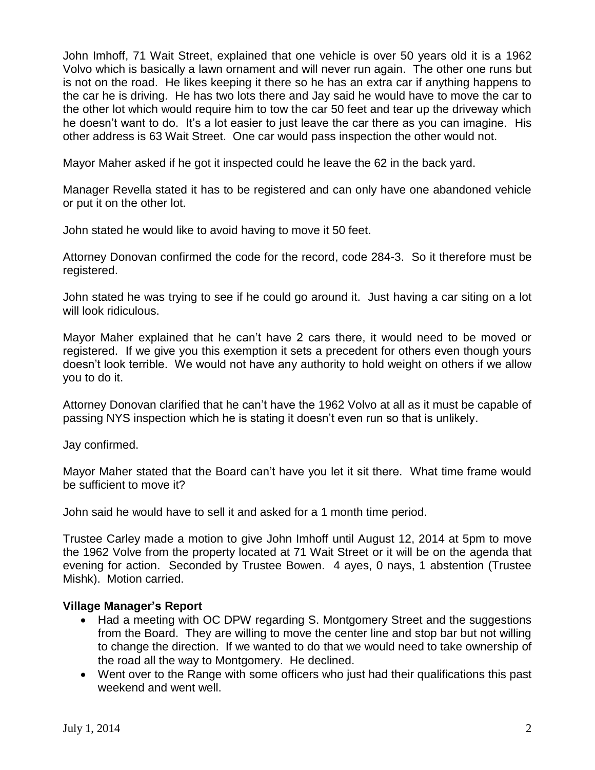John Imhoff, 71 Wait Street, explained that one vehicle is over 50 years old it is a 1962 Volvo which is basically a lawn ornament and will never run again. The other one runs but is not on the road. He likes keeping it there so he has an extra car if anything happens to the car he is driving. He has two lots there and Jay said he would have to move the car to the other lot which would require him to tow the car 50 feet and tear up the driveway which he doesn't want to do. It's a lot easier to just leave the car there as you can imagine. His other address is 63 Wait Street. One car would pass inspection the other would not.

Mayor Maher asked if he got it inspected could he leave the 62 in the back yard.

Manager Revella stated it has to be registered and can only have one abandoned vehicle or put it on the other lot.

John stated he would like to avoid having to move it 50 feet.

Attorney Donovan confirmed the code for the record, code 284-3. So it therefore must be registered.

John stated he was trying to see if he could go around it. Just having a car siting on a lot will look ridiculous.

Mayor Maher explained that he can't have 2 cars there, it would need to be moved or registered. If we give you this exemption it sets a precedent for others even though yours doesn't look terrible. We would not have any authority to hold weight on others if we allow you to do it.

Attorney Donovan clarified that he can't have the 1962 Volvo at all as it must be capable of passing NYS inspection which he is stating it doesn't even run so that is unlikely.

Jay confirmed.

Mayor Maher stated that the Board can't have you let it sit there. What time frame would be sufficient to move it?

John said he would have to sell it and asked for a 1 month time period.

Trustee Carley made a motion to give John Imhoff until August 12, 2014 at 5pm to move the 1962 Volve from the property located at 71 Wait Street or it will be on the agenda that evening for action. Seconded by Trustee Bowen. 4 ayes, 0 nays, 1 abstention (Trustee Mishk). Motion carried.

**Village Manager's Report**

- Had a meeting with OC DPW regarding S. Montgomery Street and the suggestions from the Board. They are willing to move the center line and stop bar but not willing to change the direction. If we wanted to do that we would need to take ownership of the road all the way to Montgomery. He declined.
- Went over to the Range with some officers who just had their qualifications this past weekend and went well.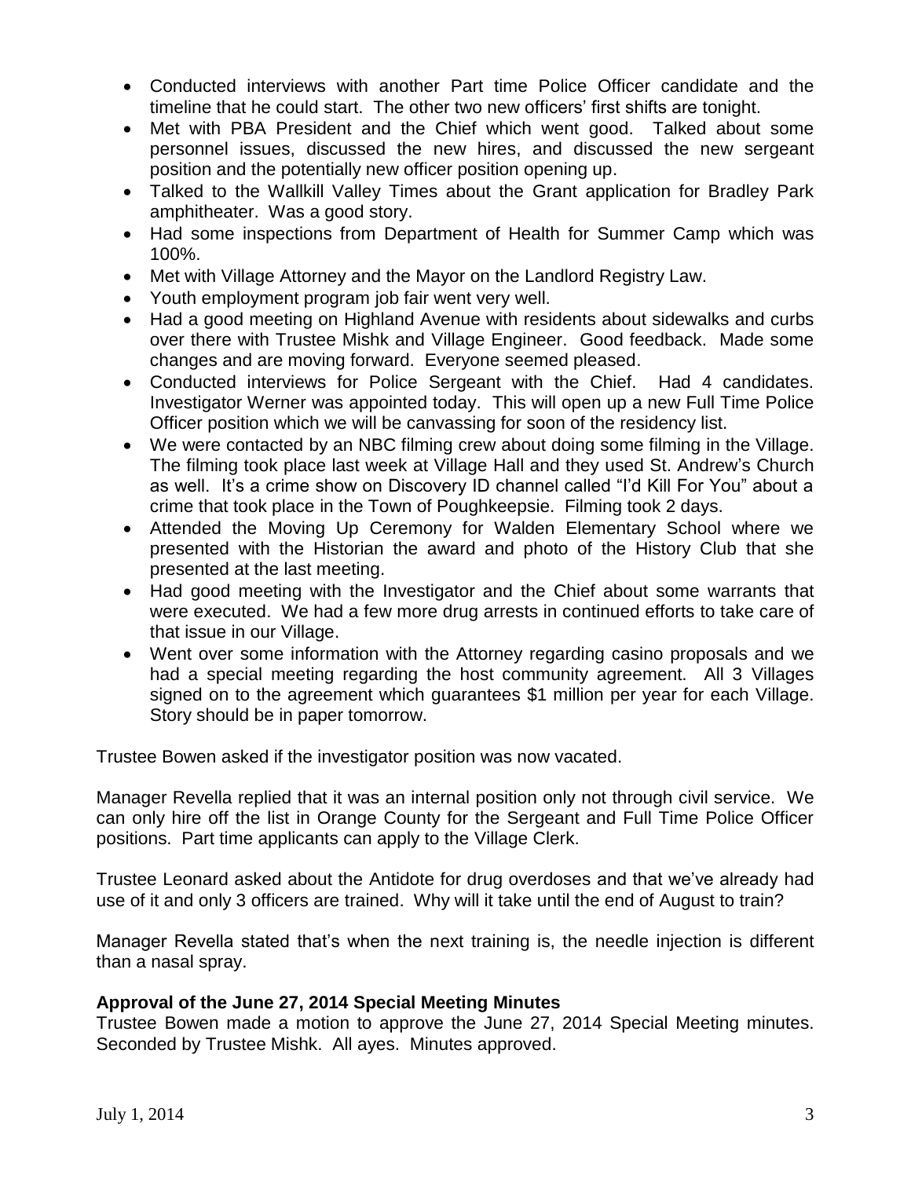- Conducted interviews with another Part time Police Officer candidate and the timeline that he could start. The other two new officers' first shifts are tonight.
- Met with PBA President and the Chief which went good. Talked about some personnel issues, discussed the new hires, and discussed the new sergeant position and the potentially new officer position opening up.
- Talked to the Wallkill Valley Times about the Grant application for Bradley Park amphitheater. Was a good story.
- Had some inspections from Department of Health for Summer Camp which was 100%.
- Met with Village Attorney and the Mayor on the Landlord Registry Law.
- Youth employment program job fair went very well.
- Had a good meeting on Highland Avenue with residents about sidewalks and curbs over there with Trustee Mishk and Village Engineer. Good feedback. Made some changes and are moving forward. Everyone seemed pleased.
- Conducted interviews for Police Sergeant with the Chief. Had 4 candidates. Investigator Werner was appointed today. This will open up a new Full Time Police Officer position which we will be canvassing for soon of the residency list.
- We were contacted by an NBC filming crew about doing some filming in the Village. The filming took place last week at Village Hall and they used St. Andrew's Church as well. It's a crime show on Discovery ID channel called "I'd Kill For You" about a crime that took place in the Town of Poughkeepsie. Filming took 2 days.
- Attended the Moving Up Ceremony for Walden Elementary School where we presented with the Historian the award and photo of the History Club that she presented at the last meeting.
- Had good meeting with the Investigator and the Chief about some warrants that were executed. We had a few more drug arrests in continued efforts to take care of that issue in our Village.
- Went over some information with the Attorney regarding casino proposals and we had a special meeting regarding the host community agreement. All 3 Villages signed on to the agreement which guarantees $1 million per year for each Village. Story should be in paper tomorrow.

Trustee Bowen asked if the investigator position was now vacated.

Manager Revella replied that it was an internal position only not through civil service. We can only hire off the list in Orange County for the Sergeant and Full Time Police Officer positions. Part time applicants can apply to the Village Clerk.

Trustee Leonard asked about the Antidote for drug overdoses and that we've already had use of it and only 3 officers are trained. Why will it take until the end of August to train?

Manager Revella stated that's when the next training is, the needle injection is different than a nasal spray.

**Approval of the June 27, 2014 Special Meeting Minutes**

Trustee Bowen made a motion to approve the June 27, 2014 Special Meeting minutes. Seconded by Trustee Mishk. All ayes. Minutes approved.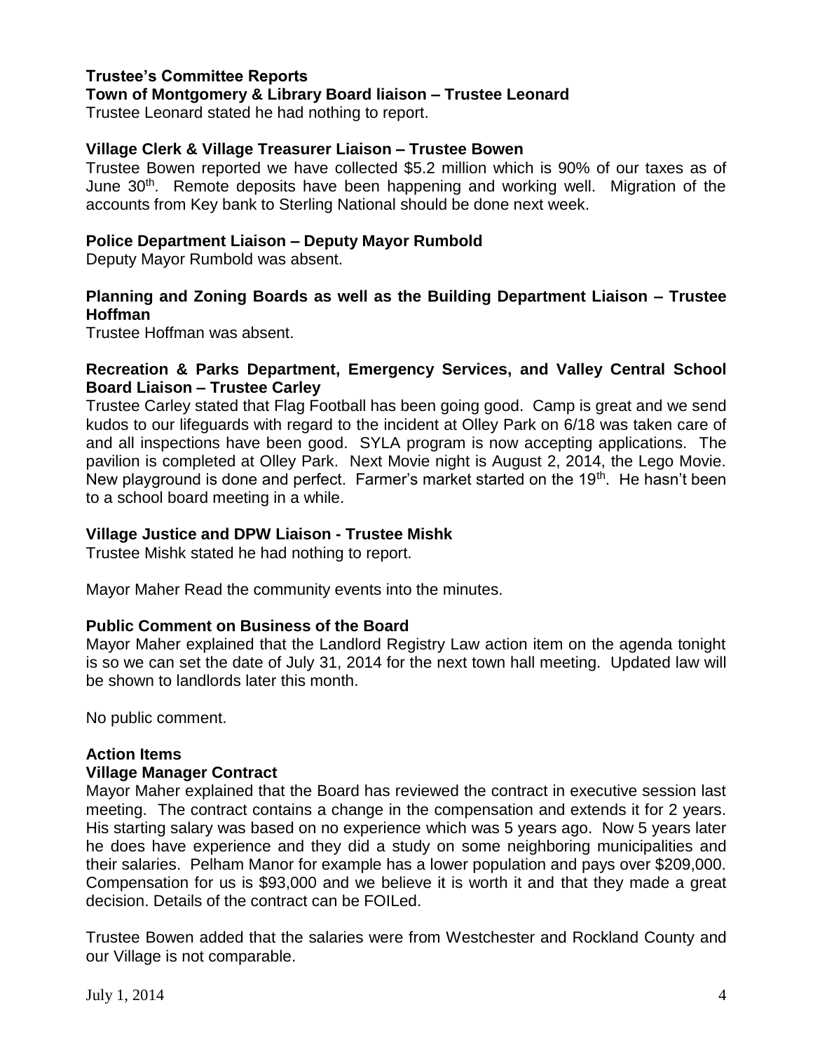**Trustee's Committee Reports**

**Town of Montgomery & Library Board liaison – Trustee Leonard**

Trustee Leonard stated he had nothing to report.

**Village Clerk & Village Treasurer Liaison – Trustee Bowen**

Trustee Bowen reported we have collected \$5.2 million which is 90% of our taxes as of June 30th. Remote deposits have been happening and working well. Migration of the accounts from Key bank to Sterling National should be done next week.

**Police Department Liaison – Deputy Mayor Rumbold**

Deputy Mayor Rumbold was absent.

**Planning and Zoning Boards as well as the Building Department Liaison – Trustee Hoffman**

Trustee Hoffman was absent.

**Recreation & Parks Department, Emergency Services, and Valley Central School Board Liaison – Trustee Carley**

Trustee Carley stated that Flag Football has been going good. Camp is great and we send kudos to our lifeguards with regard to the incident at Olley Park on 6/18 was taken care of and all inspections have been good. SYLA program is now accepting applications. The pavilion is completed at Olley Park. Next Movie night is August 2, 2014, the Lego Movie. New playground is done and perfect. Farmer's market started on the 19th. He hasn't been to a school board meeting in a while.

**Village Justice and DPW Liaison - Trustee Mishk**

Trustee Mishk stated he had nothing to report.

Mayor Maher Read the community events into the minutes.

**Public Comment on Business of the Board**

Mayor Maher explained that the Landlord Registry Law action item on the agenda tonight is so we can set the date of July 31, 2014 for the next town hall meeting. Updated law will be shown to landlords later this month.

No public comment.

**Action Items**

**Village Manager Contract**

Mayor Maher explained that the Board has reviewed the contract in executive session last meeting. The contract contains a change in the compensation and extends it for 2 years. His starting salary was based on no experience which was 5 years ago. Now 5 years later he does have experience and they did a study on some neighboring municipalities and their salaries. Pelham Manor for example has a lower population and pays over \$209,000. Compensation for us is \$93,000 and we believe it is worth it and that they made a great decision. Details of the contract can be FOILed.

Trustee Bowen added that the salaries were from Westchester and Rockland County and our Village is not comparable.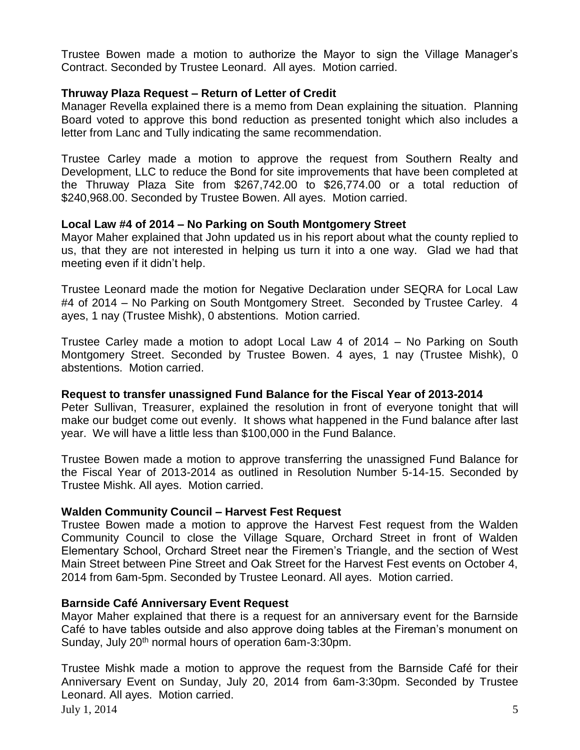Trustee Bowen made a motion to authorize the Mayor to sign the Village Manager's Contract. Seconded by Trustee Leonard. All ayes. Motion carried.

**Thruway Plaza Request – Return of Letter of Credit**

Manager Revella explained there is a memo from Dean explaining the situation. Planning Board voted to approve this bond reduction as presented tonight which also includes a letter from Lanc and Tully indicating the same recommendation.

Trustee Carley made a motion to approve the request from Southern Realty and Development, LLC to reduce the Bond for site improvements that have been completed at the Thruway Plaza Site from $267,742.00 to $26,774.00 or a total reduction of $240,968.00. Seconded by Trustee Bowen. All ayes. Motion carried.

**Local Law #4 of 2014 – No Parking on South Montgomery Street**

Mayor Maher explained that John updated us in his report about what the county replied to us, that they are not interested in helping us turn it into a one way. Glad we had that meeting even if it didn't help.

Trustee Leonard made the motion for Negative Declaration under SEQRA for Local Law #4 of 2014 – No Parking on South Montgomery Street. Seconded by Trustee Carley. 4 ayes, 1 nay (Trustee Mishk), 0 abstentions. Motion carried.

Trustee Carley made a motion to adopt Local Law 4 of 2014 – No Parking on South Montgomery Street. Seconded by Trustee Bowen. 4 ayes, 1 nay (Trustee Mishk), 0 abstentions. Motion carried.

**Request to transfer unassigned Fund Balance for the Fiscal Year of 2013-2014**

Peter Sullivan, Treasurer, explained the resolution in front of everyone tonight that will make our budget come out evenly. It shows what happened in the Fund balance after last year. We will have a little less than $100,000 in the Fund Balance.

Trustee Bowen made a motion to approve transferring the unassigned Fund Balance for the Fiscal Year of 2013-2014 as outlined in Resolution Number 5-14-15. Seconded by Trustee Mishk. All ayes. Motion carried.

**Walden Community Council – Harvest Fest Request**

Trustee Bowen made a motion to approve the Harvest Fest request from the Walden Community Council to close the Village Square, Orchard Street in front of Walden Elementary School, Orchard Street near the Firemen's Triangle, and the section of West Main Street between Pine Street and Oak Street for the Harvest Fest events on October 4, 2014 from 6am-5pm. Seconded by Trustee Leonard. All ayes. Motion carried.

**Barnside Café Anniversary Event Request**

Mayor Maher explained that there is a request for an anniversary event for the Barnside Café to have tables outside and also approve doing tables at the Fireman's monument on Sunday, July 20th normal hours of operation 6am-3:30pm.

Trustee Mishk made a motion to approve the request from the Barnside Café for their Anniversary Event on Sunday, July 20, 2014 from 6am-3:30pm. Seconded by Trustee Leonard. All ayes. Motion carried.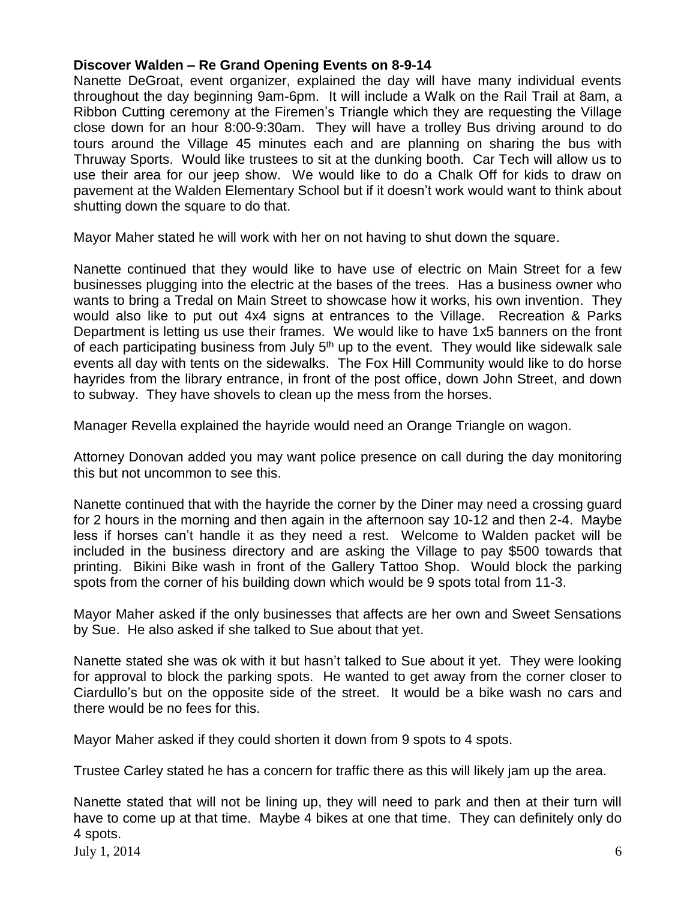**Discover Walden – Re Grand Opening Events on 8-9-14**

Nanette DeGroat, event organizer, explained the day will have many individual events throughout the day beginning 9am-6pm. It will include a Walk on the Rail Trail at 8am, a Ribbon Cutting ceremony at the Firemen's Triangle which they are requesting the Village close down for an hour 8:00-9:30am. They will have a trolley Bus driving around to do tours around the Village 45 minutes each and are planning on sharing the bus with Thruway Sports. Would like trustees to sit at the dunking booth. Car Tech will allow us to use their area for our jeep show. We would like to do a Chalk Off for kids to draw on pavement at the Walden Elementary School but if it doesn't work would want to think about shutting down the square to do that.

Mayor Maher stated he will work with her on not having to shut down the square.

Nanette continued that they would like to have use of electric on Main Street for a few businesses plugging into the electric at the bases of the trees. Has a business owner who wants to bring a Tredal on Main Street to showcase how it works, his own invention. They would also like to put out 4x4 signs at entrances to the Village. Recreation & Parks Department is letting us use their frames. We would like to have 1x5 banners on the front of each participating business from July 5th up to the event. They would like sidewalk sale events all day with tents on the sidewalks. The Fox Hill Community would like to do horse hayrides from the library entrance, in front of the post office, down John Street, and down to subway. They have shovels to clean up the mess from the horses.

Manager Revella explained the hayride would need an Orange Triangle on wagon.

Attorney Donovan added you may want police presence on call during the day monitoring this but not uncommon to see this.

Nanette continued that with the hayride the corner by the Diner may need a crossing guard for 2 hours in the morning and then again in the afternoon say 10-12 and then 2-4. Maybe less if horses can't handle it as they need a rest. Welcome to Walden packet will be included in the business directory and are asking the Village to pay $500 towards that printing. Bikini Bike wash in front of the Gallery Tattoo Shop. Would block the parking spots from the corner of his building down which would be 9 spots total from 11-3.

Mayor Maher asked if the only businesses that affects are her own and Sweet Sensations by Sue. He also asked if she talked to Sue about that yet.

Nanette stated she was ok with it but hasn't talked to Sue about it yet. They were looking for approval to block the parking spots. He wanted to get away from the corner closer to Ciardullo's but on the opposite side of the street. It would be a bike wash no cars and there would be no fees for this.

Mayor Maher asked if they could shorten it down from 9 spots to 4 spots.

Trustee Carley stated he has a concern for traffic there as this will likely jam up the area.

Nanette stated that will not be lining up, they will need to park and then at their turn will have to come up at that time. Maybe 4 bikes at one that time. They can definitely only do 4 spots.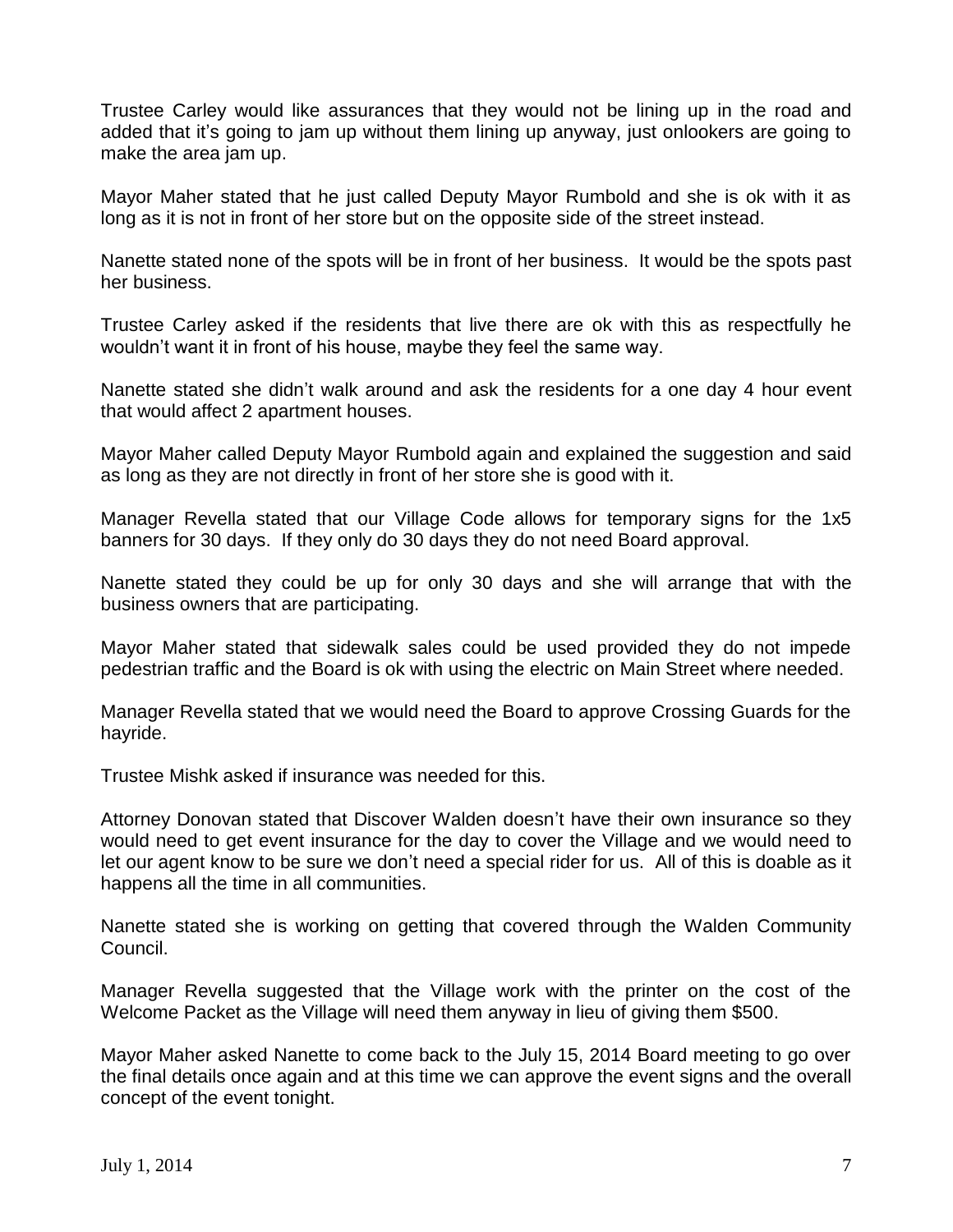Trustee Carley would like assurances that they would not be lining up in the road and added that it's going to jam up without them lining up anyway, just onlookers are going to make the area jam up.

Mayor Maher stated that he just called Deputy Mayor Rumbold and she is ok with it as long as it is not in front of her store but on the opposite side of the street instead.

Nanette stated none of the spots will be in front of her business. It would be the spots past her business.

Trustee Carley asked if the residents that live there are ok with this as respectfully he wouldn't want it in front of his house, maybe they feel the same way.

Nanette stated she didn't walk around and ask the residents for a one day 4 hour event that would affect 2 apartment houses.

Mayor Maher called Deputy Mayor Rumbold again and explained the suggestion and said as long as they are not directly in front of her store she is good with it.

Manager Revella stated that our Village Code allows for temporary signs for the 1x5 banners for 30 days. If they only do 30 days they do not need Board approval.

Nanette stated they could be up for only 30 days and she will arrange that with the business owners that are participating.

Mayor Maher stated that sidewalk sales could be used provided they do not impede pedestrian traffic and the Board is ok with using the electric on Main Street where needed.

Manager Revella stated that we would need the Board to approve Crossing Guards for the hayride.

Trustee Mishk asked if insurance was needed for this.

Attorney Donovan stated that Discover Walden doesn't have their own insurance so they would need to get event insurance for the day to cover the Village and we would need to let our agent know to be sure we don't need a special rider for us. All of this is doable as it happens all the time in all communities.

Nanette stated she is working on getting that covered through the Walden Community Council.

Manager Revella suggested that the Village work with the printer on the cost of the Welcome Packet as the Village will need them anyway in lieu of giving them $500.

Mayor Maher asked Nanette to come back to the July 15, 2014 Board meeting to go over the final details once again and at this time we can approve the event signs and the overall concept of the event tonight.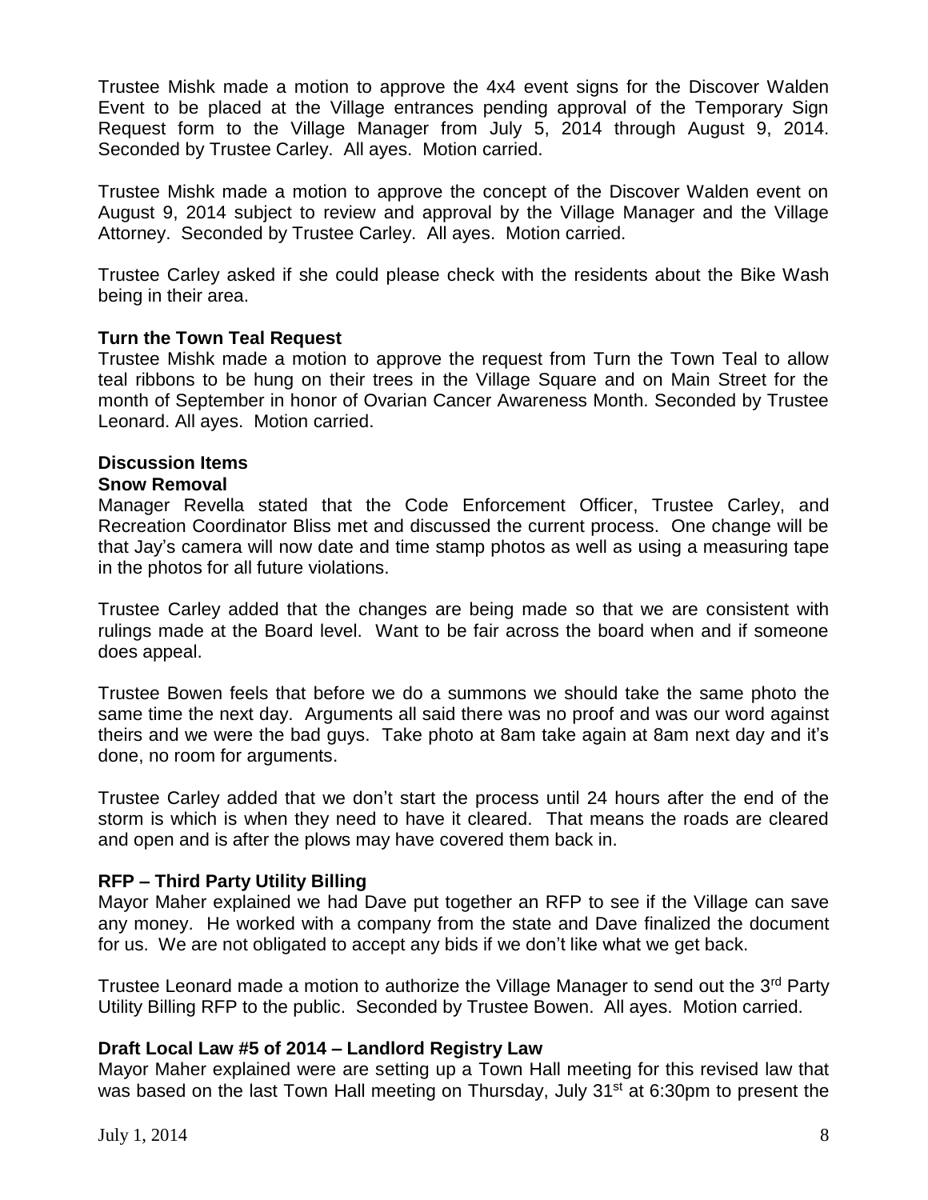Trustee Mishk made a motion to approve the 4x4 event signs for the Discover Walden Event to be placed at the Village entrances pending approval of the Temporary Sign Request form to the Village Manager from July 5, 2014 through August 9, 2014. Seconded by Trustee Carley. All ayes. Motion carried.

Trustee Mishk made a motion to approve the concept of the Discover Walden event on August 9, 2014 subject to review and approval by the Village Manager and the Village Attorney. Seconded by Trustee Carley. All ayes. Motion carried.

Trustee Carley asked if she could please check with the residents about the Bike Wash being in their area.

**Turn the Town Teal Request**

Trustee Mishk made a motion to approve the request from Turn the Town Teal to allow teal ribbons to be hung on their trees in the Village Square and on Main Street for the month of September in honor of Ovarian Cancer Awareness Month. Seconded by Trustee Leonard. All ayes. Motion carried.

**Discussion Items**

**Snow Removal**

Manager Revella stated that the Code Enforcement Officer, Trustee Carley, and Recreation Coordinator Bliss met and discussed the current process. One change will be that Jay's camera will now date and time stamp photos as well as using a measuring tape in the photos for all future violations.

Trustee Carley added that the changes are being made so that we are consistent with rulings made at the Board level. Want to be fair across the board when and if someone does appeal.

Trustee Bowen feels that before we do a summons we should take the same photo the same time the next day. Arguments all said there was no proof and was our word against theirs and we were the bad guys. Take photo at 8am take again at 8am next day and it's done, no room for arguments.

Trustee Carley added that we don't start the process until 24 hours after the end of the storm is which is when they need to have it cleared. That means the roads are cleared and open and is after the plows may have covered them back in.

**RFP – Third Party Utility Billing**

Mayor Maher explained we had Dave put together an RFP to see if the Village can save any money. He worked with a company from the state and Dave finalized the document for us. We are not obligated to accept any bids if we don't like what we get back.

Trustee Leonard made a motion to authorize the Village Manager to send out the 3rd Party Utility Billing RFP to the public. Seconded by Trustee Bowen. All ayes. Motion carried.

**Draft Local Law #5 of 2014 – Landlord Registry Law**

Mayor Maher explained were are setting up a Town Hall meeting for this revised law that was based on the last Town Hall meeting on Thursday, July 31st at 6:30pm to present the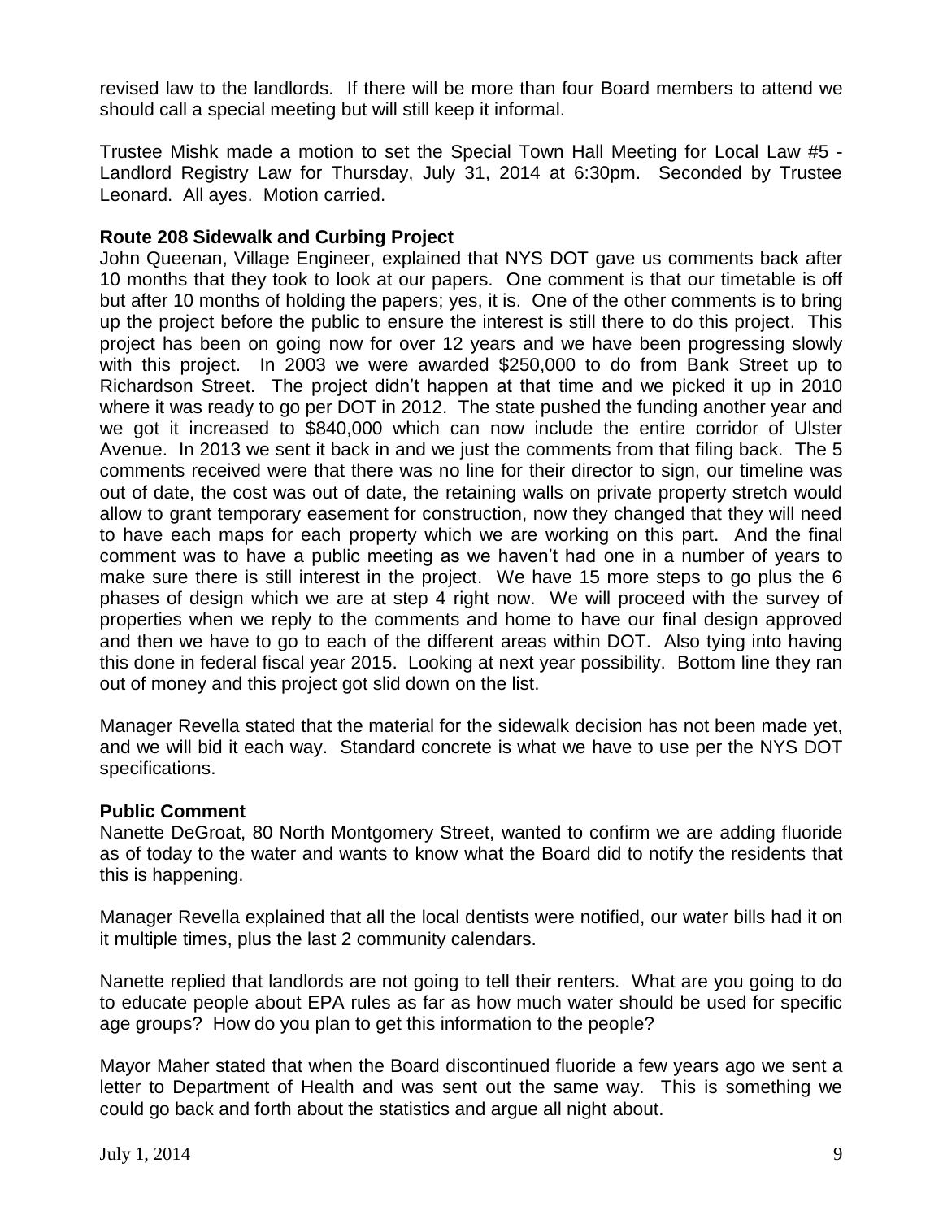revised law to the landlords. If there will be more than four Board members to attend we should call a special meeting but will still keep it informal.

Trustee Mishk made a motion to set the Special Town Hall Meeting for Local Law #5 - Landlord Registry Law for Thursday, July 31, 2014 at 6:30pm. Seconded by Trustee Leonard. All ayes. Motion carried.

**Route 208 Sidewalk and Curbing Project**

John Queenan, Village Engineer, explained that NYS DOT gave us comments back after 10 months that they took to look at our papers. One comment is that our timetable is off but after 10 months of holding the papers; yes, it is. One of the other comments is to bring up the project before the public to ensure the interest is still there to do this project. This project has been on going now for over 12 years and we have been progressing slowly with this project. In 2003 we were awarded $250,000 to do from Bank Street up to Richardson Street. The project didn't happen at that time and we picked it up in 2010 where it was ready to go per DOT in 2012. The state pushed the funding another year and we got it increased to $840,000 which can now include the entire corridor of Ulster Avenue. In 2013 we sent it back in and we just the comments from that filing back. The 5 comments received were that there was no line for their director to sign, our timeline was out of date, the cost was out of date, the retaining walls on private property stretch would allow to grant temporary easement for construction, now they changed that they will need to have each maps for each property which we are working on this part. And the final comment was to have a public meeting as we haven't had one in a number of years to make sure there is still interest in the project. We have 15 more steps to go plus the 6 phases of design which we are at step 4 right now. We will proceed with the survey of properties when we reply to the comments and home to have our final design approved and then we have to go to each of the different areas within DOT. Also tying into having this done in federal fiscal year 2015. Looking at next year possibility. Bottom line they ran out of money and this project got slid down on the list.

Manager Revella stated that the material for the sidewalk decision has not been made yet, and we will bid it each way. Standard concrete is what we have to use per the NYS DOT specifications.

**Public Comment**

Nanette DeGroat, 80 North Montgomery Street, wanted to confirm we are adding fluoride as of today to the water and wants to know what the Board did to notify the residents that this is happening.

Manager Revella explained that all the local dentists were notified, our water bills had it on it multiple times, plus the last 2 community calendars.

Nanette replied that landlords are not going to tell their renters. What are you going to do to educate people about EPA rules as far as how much water should be used for specific age groups? How do you plan to get this information to the people?

Mayor Maher stated that when the Board discontinued fluoride a few years ago we sent a letter to Department of Health and was sent out the same way. This is something we could go back and forth about the statistics and argue all night about.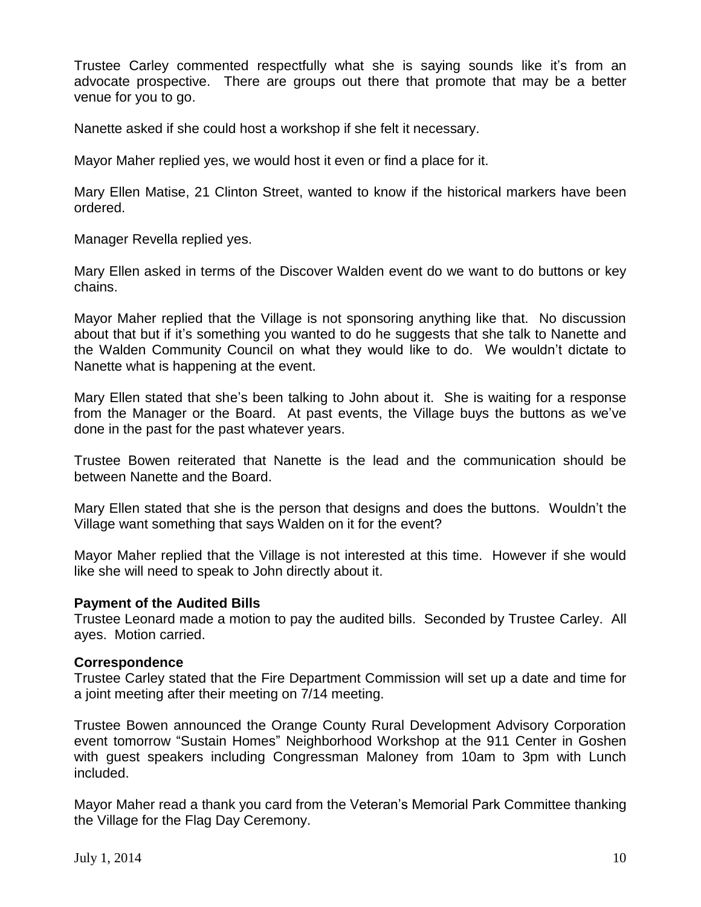Trustee Carley commented respectfully what she is saying sounds like it's from an advocate prospective. There are groups out there that promote that may be a better venue for you to go.

Nanette asked if she could host a workshop if she felt it necessary.

Mayor Maher replied yes, we would host it even or find a place for it.

Mary Ellen Matise, 21 Clinton Street, wanted to know if the historical markers have been ordered.

Manager Revella replied yes.

Mary Ellen asked in terms of the Discover Walden event do we want to do buttons or key chains.

Mayor Maher replied that the Village is not sponsoring anything like that. No discussion about that but if it's something you wanted to do he suggests that she talk to Nanette and the Walden Community Council on what they would like to do. We wouldn't dictate to Nanette what is happening at the event.

Mary Ellen stated that she's been talking to John about it. She is waiting for a response from the Manager or the Board. At past events, the Village buys the buttons as we've done in the past for the past whatever years.

Trustee Bowen reiterated that Nanette is the lead and the communication should be between Nanette and the Board.

Mary Ellen stated that she is the person that designs and does the buttons. Wouldn't the Village want something that says Walden on it for the event?

Mayor Maher replied that the Village is not interested at this time. However if she would like she will need to speak to John directly about it.

**Payment of the Audited Bills**
Trustee Leonard made a motion to pay the audited bills. Seconded by Trustee Carley. All ayes. Motion carried.

**Correspondence**
Trustee Carley stated that the Fire Department Commission will set up a date and time for a joint meeting after their meeting on 7/14 meeting.

Trustee Bowen announced the Orange County Rural Development Advisory Corporation event tomorrow "Sustain Homes" Neighborhood Workshop at the 911 Center in Goshen with guest speakers including Congressman Maloney from 10am to 3pm with Lunch included.

Mayor Maher read a thank you card from the Veteran's Memorial Park Committee thanking the Village for the Flag Day Ceremony.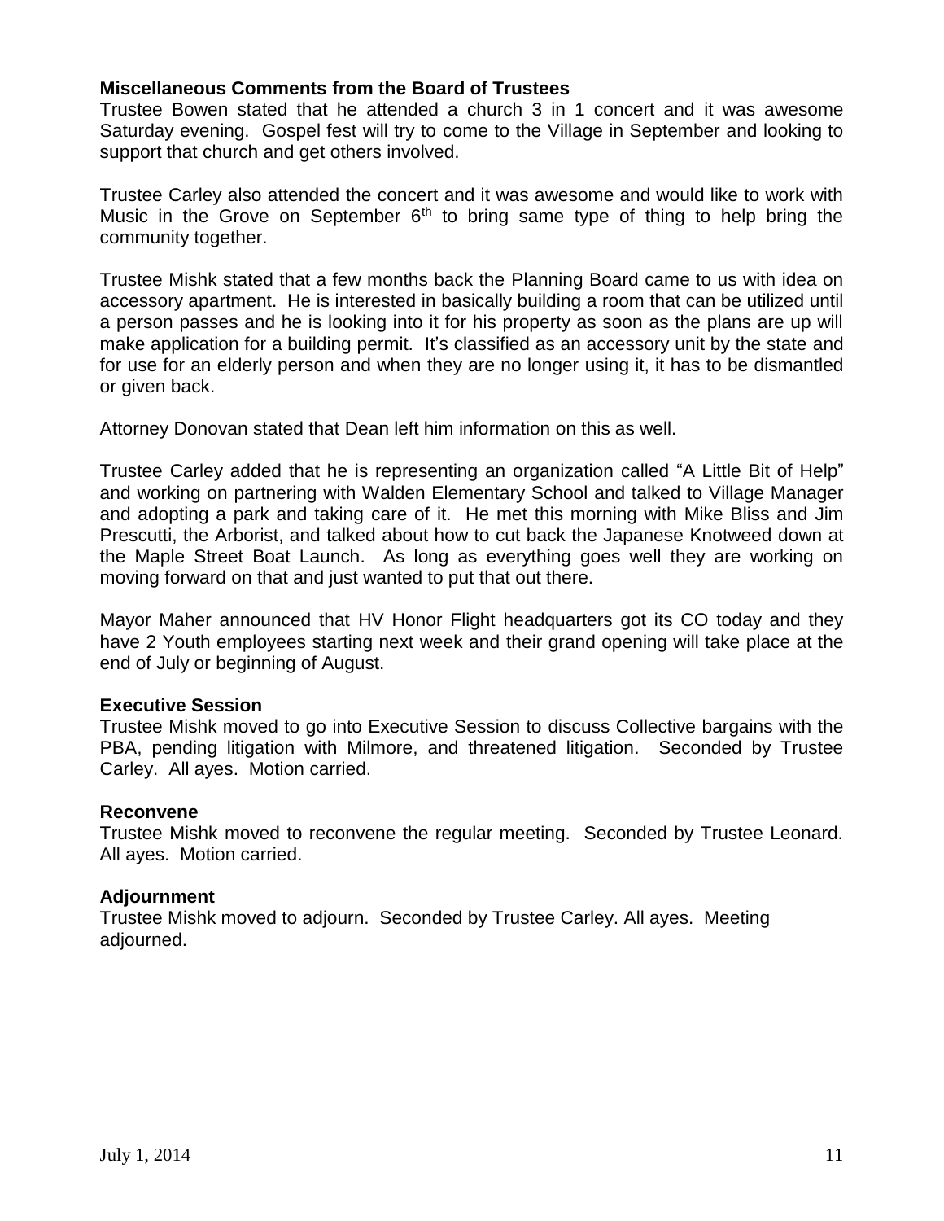### Miscellaneous Comments from the Board of Trustees

Trustee Bowen stated that he attended a church 3 in 1 concert and it was awesome Saturday evening. Gospel fest will try to come to the Village in September and looking to support that church and get others involved.

Trustee Carley also attended the concert and it was awesome and would like to work with Music in the Grove on September 6th to bring same type of thing to help bring the community together.

Trustee Mishk stated that a few months back the Planning Board came to us with idea on accessory apartment. He is interested in basically building a room that can be utilized until a person passes and he is looking into it for his property as soon as the plans are up will make application for a building permit. It's classified as an accessory unit by the state and for use for an elderly person and when they are no longer using it, it has to be dismantled or given back.

Attorney Donovan stated that Dean left him information on this as well.

Trustee Carley added that he is representing an organization called "A Little Bit of Help" and working on partnering with Walden Elementary School and talked to Village Manager and adopting a park and taking care of it. He met this morning with Mike Bliss and Jim Prescutti, the Arborist, and talked about how to cut back the Japanese Knotweed down at the Maple Street Boat Launch. As long as everything goes well they are working on moving forward on that and just wanted to put that out there.

Mayor Maher announced that HV Honor Flight headquarters got its CO today and they have 2 Youth employees starting next week and their grand opening will take place at the end of July or beginning of August.

### Executive Session

Trustee Mishk moved to go into Executive Session to discuss Collective bargains with the PBA, pending litigation with Milmore, and threatened litigation. Seconded by Trustee Carley. All ayes. Motion carried.

### Reconvene

Trustee Mishk moved to reconvene the regular meeting. Seconded by Trustee Leonard. All ayes. Motion carried.

### Adjournment

Trustee Mishk moved to adjourn. Seconded by Trustee Carley. All ayes. Meeting adjourned.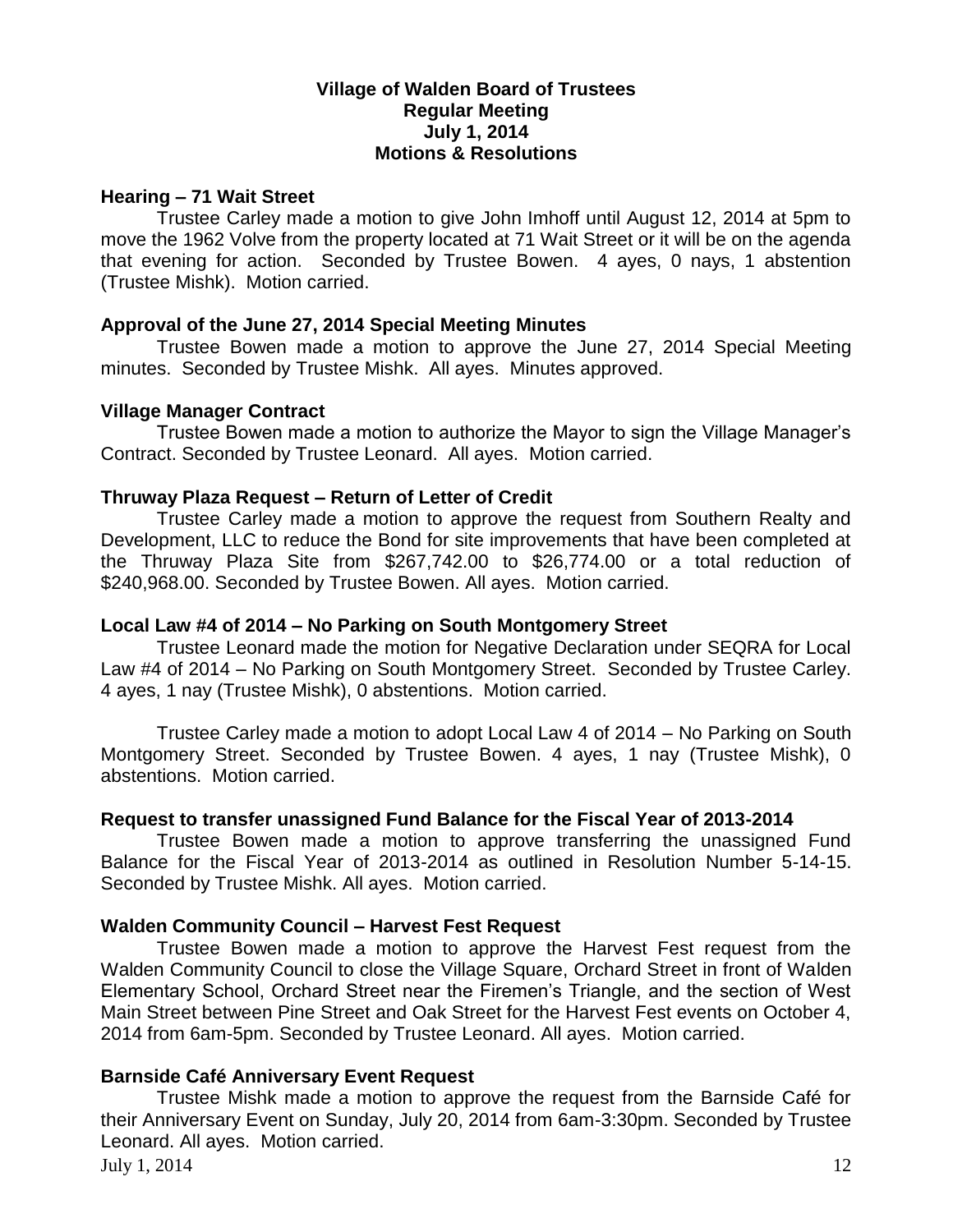# Village of Walden Board of Trustees
## Regular Meeting
## July 1, 2014
## Motions & Resolutions

**Hearing – 71 Wait Street**

Trustee Carley made a motion to give John Imhoff until August 12, 2014 at 5pm to move the 1962 Volve from the property located at 71 Wait Street or it will be on the agenda that evening for action. Seconded by Trustee Bowen. 4 ayes, 0 nays, 1 abstention (Trustee Mishk). Motion carried.

**Approval of the June 27, 2014 Special Meeting Minutes**

Trustee Bowen made a motion to approve the June 27, 2014 Special Meeting minutes. Seconded by Trustee Mishk. All ayes. Minutes approved.

**Village Manager Contract**

Trustee Bowen made a motion to authorize the Mayor to sign the Village Manager's Contract. Seconded by Trustee Leonard. All ayes. Motion carried.

**Thruway Plaza Request – Return of Letter of Credit**

Trustee Carley made a motion to approve the request from Southern Realty and Development, LLC to reduce the Bond for site improvements that have been completed at the Thruway Plaza Site from $267,742.00 to $26,774.00 or a total reduction of $240,968.00. Seconded by Trustee Bowen. All ayes. Motion carried.

**Local Law #4 of 2014 – No Parking on South Montgomery Street**

Trustee Leonard made the motion for Negative Declaration under SEQRA for Local Law #4 of 2014 – No Parking on South Montgomery Street. Seconded by Trustee Carley. 4 ayes, 1 nay (Trustee Mishk), 0 abstentions. Motion carried.

Trustee Carley made a motion to adopt Local Law 4 of 2014 – No Parking on South Montgomery Street. Seconded by Trustee Bowen. 4 ayes, 1 nay (Trustee Mishk), 0 abstentions. Motion carried.

**Request to transfer unassigned Fund Balance for the Fiscal Year of 2013-2014**

Trustee Bowen made a motion to approve transferring the unassigned Fund Balance for the Fiscal Year of 2013-2014 as outlined in Resolution Number 5-14-15. Seconded by Trustee Mishk. All ayes. Motion carried.

**Walden Community Council – Harvest Fest Request**

Trustee Bowen made a motion to approve the Harvest Fest request from the Walden Community Council to close the Village Square, Orchard Street in front of Walden Elementary School, Orchard Street near the Firemen's Triangle, and the section of West Main Street between Pine Street and Oak Street for the Harvest Fest events on October 4, 2014 from 6am-5pm. Seconded by Trustee Leonard. All ayes. Motion carried.

**Barnside Café Anniversary Event Request**

Trustee Mishk made a motion to approve the request from the Barnside Café for their Anniversary Event on Sunday, July 20, 2014 from 6am-3:30pm. Seconded by Trustee Leonard. All ayes. Motion carried.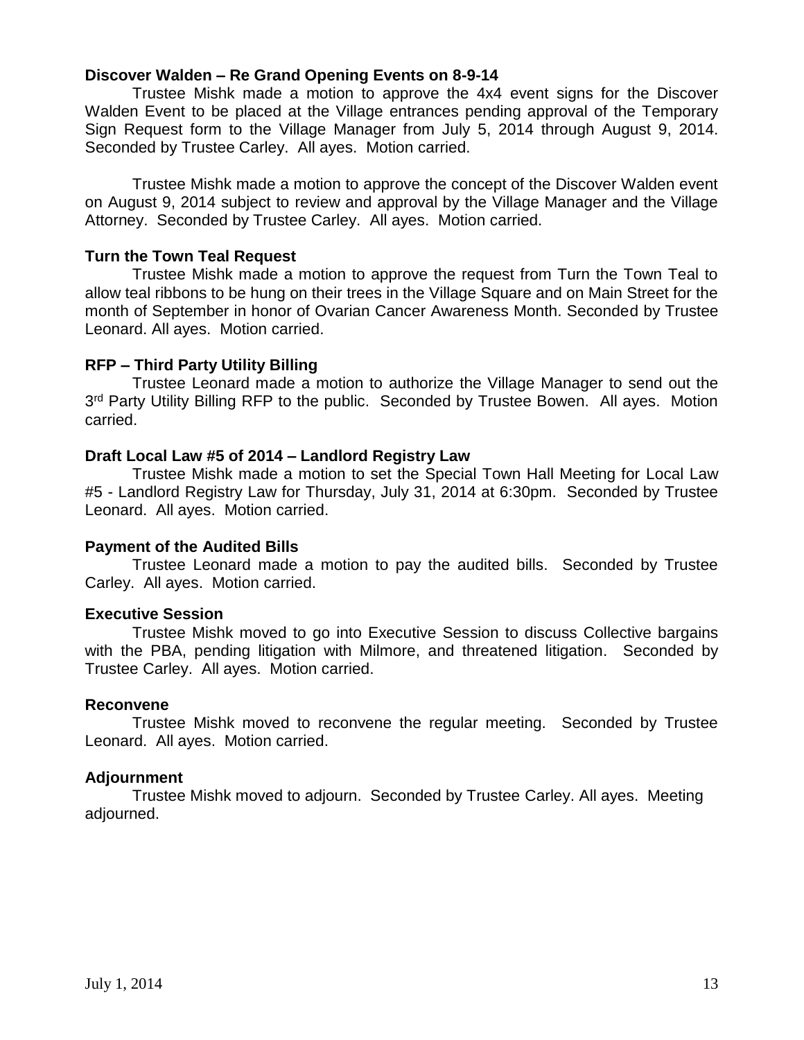**Discover Walden – Re Grand Opening Events on 8-9-14**

Trustee Mishk made a motion to approve the 4x4 event signs for the Discover Walden Event to be placed at the Village entrances pending approval of the Temporary Sign Request form to the Village Manager from July 5, 2014 through August 9, 2014. Seconded by Trustee Carley. All ayes. Motion carried.

Trustee Mishk made a motion to approve the concept of the Discover Walden event on August 9, 2014 subject to review and approval by the Village Manager and the Village Attorney. Seconded by Trustee Carley. All ayes. Motion carried.

**Turn the Town Teal Request**

Trustee Mishk made a motion to approve the request from Turn the Town Teal to allow teal ribbons to be hung on their trees in the Village Square and on Main Street for the month of September in honor of Ovarian Cancer Awareness Month. Seconded by Trustee Leonard. All ayes. Motion carried.

**RFP – Third Party Utility Billing**

Trustee Leonard made a motion to authorize the Village Manager to send out the 3rd Party Utility Billing RFP to the public. Seconded by Trustee Bowen. All ayes. Motion carried.

**Draft Local Law #5 of 2014 – Landlord Registry Law**

Trustee Mishk made a motion to set the Special Town Hall Meeting for Local Law #5 - Landlord Registry Law for Thursday, July 31, 2014 at 6:30pm. Seconded by Trustee Leonard. All ayes. Motion carried.

**Payment of the Audited Bills**

Trustee Leonard made a motion to pay the audited bills. Seconded by Trustee Carley. All ayes. Motion carried.

**Executive Session**

Trustee Mishk moved to go into Executive Session to discuss Collective bargains with the PBA, pending litigation with Milmore, and threatened litigation. Seconded by Trustee Carley. All ayes. Motion carried.

**Reconvene**

Trustee Mishk moved to reconvene the regular meeting. Seconded by Trustee Leonard. All ayes. Motion carried.

**Adjournment**

Trustee Mishk moved to adjourn. Seconded by Trustee Carley. All ayes. Meeting adjourned.